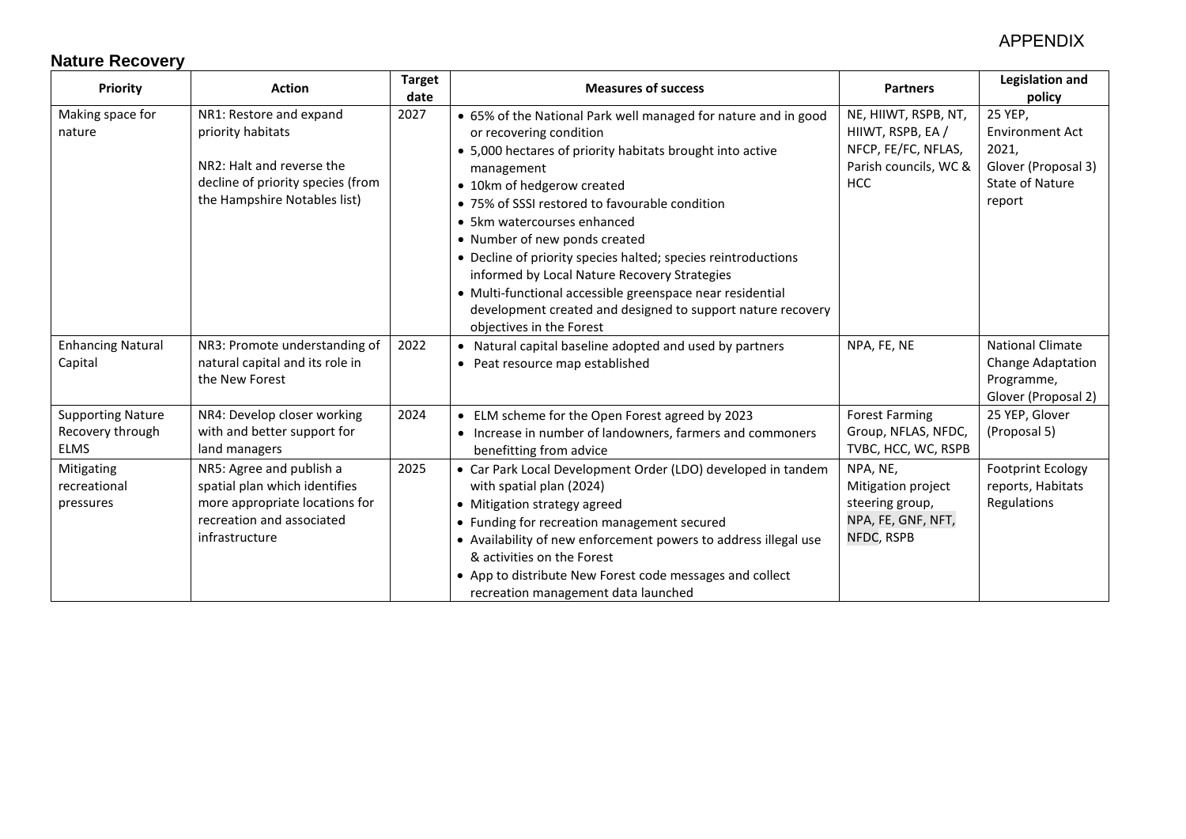APPENDIX

## Nature Recovery

| Priority | Action | Target date | Measures of success | Partners | Legislation and policy |
|---|---|---|---|---|---|
| Making space for nature | NR1: Restore and expand priority habitats<br><br>NR2: Halt and reverse the decline of priority species (from the Hampshire Notables list) | 2027 | • 65% of the National Park well managed for nature and in good or recovering condition<br>• 5,000 hectares of priority habitats brought into active management<br>• 10km of hedgerow created<br>• 75% of SSSI restored to favourable condition<br>• 5km watercourses enhanced<br>• Number of new ponds created<br>• Decline of priority species halted; species reintroductions informed by Local Nature Recovery Strategies<br>• Multi-functional accessible greenspace near residential development created and designed to support nature recovery objectives in the Forest | NE, HIIWT, RSPB, NT, HIIWT, RSPB, EA / NFCP, FE/FC, NFLAS, Parish councils, WC & HCC | 25 YEP, Environment Act 2021, Glover (Proposal 3) State of Nature report |
| Enhancing Natural Capital | NR3: Promote understanding of natural capital and its role in the New Forest | 2022 | • Natural capital baseline adopted and used by partners<br>• Peat resource map established | NPA, FE, NE | National Climate Change Adaptation Programme, Glover (Proposal 2) |
| Supporting Nature Recovery through ELMS | NR4: Develop closer working with and better support for land managers | 2024 | • ELM scheme for the Open Forest agreed by 2023<br>• Increase in number of landowners, farmers and commoners benefitting from advice | Forest Farming Group, NFLAS, NFDC, TVBC, HCC, WC, RSPB | 25 YEP, Glover (Proposal 5) |
| Mitigating recreational pressures | NR5: Agree and publish a spatial plan which identifies more appropriate locations for recreation and associated infrastructure | 2025 | • Car Park Local Development Order (LDO) developed in tandem with spatial plan (2024)<br>• Mitigation strategy agreed<br>• Funding for recreation management secured<br>• Availability of new enforcement powers to address illegal use & activities on the Forest<br>• App to distribute New Forest code messages and collect recreation management data launched | NPA, NE, Mitigation project steering group, NPA, FE, GNF, NFT, NFDC, RSPB | Footprint Ecology reports, Habitats Regulations |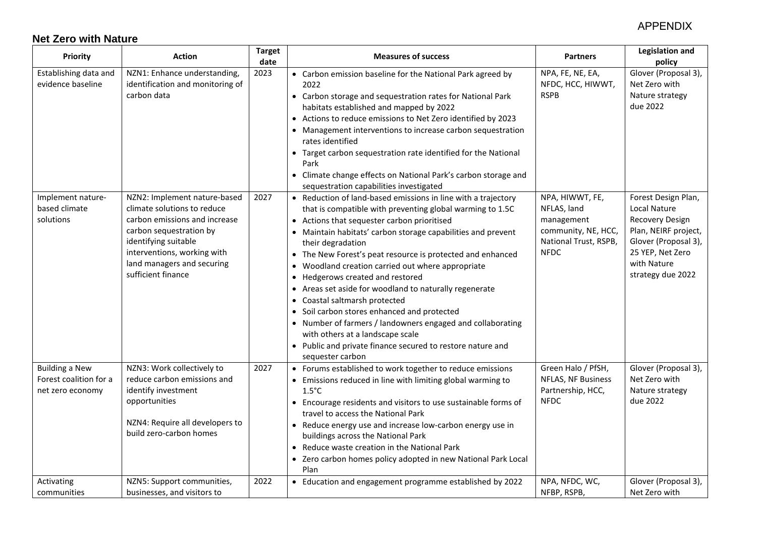APPENDIX

## Net Zero with Nature

| Priority | Action | Target date | Measures of success | Partners | Legislation and policy |
|---|---|---|---|---|---|
| Establishing data and evidence baseline | NZN1: Enhance understanding, identification and monitoring of carbon data | 2023 | • Carbon emission baseline for the National Park agreed by 2022<br>• Carbon storage and sequestration rates for National Park habitats established and mapped by 2022<br>• Actions to reduce emissions to Net Zero identified by 2023<br>• Management interventions to increase carbon sequestration rates identified<br>• Target carbon sequestration rate identified for the National Park<br>• Climate change effects on National Park's carbon storage and sequestration capabilities investigated | NPA, FE, NE, EA, NFDC, HCC, HIWWT, RSPB | Glover (Proposal 3), Net Zero with Nature strategy due 2022 |
| Implement nature-based climate solutions | NZN2: Implement nature-based climate solutions to reduce carbon emissions and increase carbon sequestration by identifying suitable interventions, working with land managers and securing sufficient finance | 2027 | • Reduction of land-based emissions in line with a trajectory that is compatible with preventing global warming to 1.5C<br>• Actions that sequester carbon prioritised<br>• Maintain habitats' carbon storage capabilities and prevent their degradation<br>• The New Forest's peat resource is protected and enhanced<br>• Woodland creation carried out where appropriate<br>• Hedgerows created and restored<br>• Areas set aside for woodland to naturally regenerate<br>• Coastal saltmarsh protected<br>• Soil carbon stores enhanced and protected<br>• Number of farmers / landowners engaged and collaborating with others at a landscape scale<br>• Public and private finance secured to restore nature and sequester carbon | NPA, HIWWT, FE, NFLAS, land management community, NE, HCC, National Trust, RSPB, NFDC | Forest Design Plan, Local Nature Recovery Design Plan, NEIRF project, Glover (Proposal 3), 25 YEP, Net Zero with Nature strategy due 2022 |
| Building a New Forest coalition for a net zero economy | NZN3: Work collectively to reduce carbon emissions and identify investment opportunities<br><br>NZN4: Require all developers to build zero-carbon homes | 2027 | • Forums established to work together to reduce emissions<br>• Emissions reduced in line with limiting global warming to 1.5°C<br>• Encourage residents and visitors to use sustainable forms of travel to access the National Park<br>• Reduce energy use and increase low-carbon energy use in buildings across the National Park<br>• Reduce waste creation in the National Park<br>• Zero carbon homes policy adopted in new National Park Local Plan | Green Halo / PfSH, NFLAS, NF Business Partnership, HCC, NFDC | Glover (Proposal 3), Net Zero with Nature strategy due 2022 |
| Activating communities | NZN5: Support communities, businesses, and visitors to | 2022 | • Education and engagement programme established by 2022 | NPA, NFDC, WC, NFBP, RSPB, | Glover (Proposal 3), Net Zero with |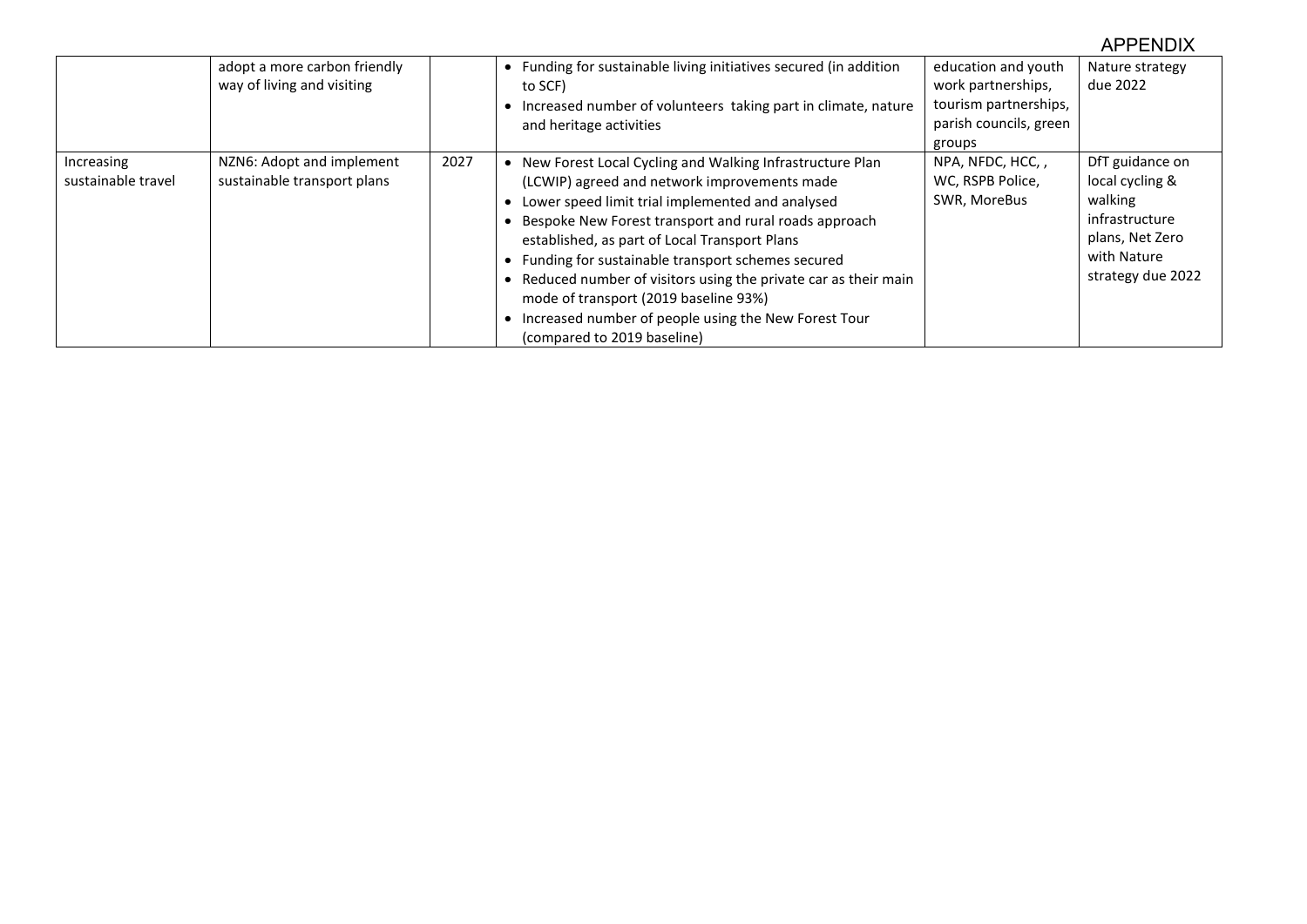| | | | | | |
|---|---|---|---|---|---|
| | adopt a more carbon friendly way of living and visiting | | • Funding for sustainable living initiatives secured (in addition to SCF)<br>• Increased number of volunteers taking part in climate, nature and heritage activities | education and youth work partnerships, tourism partnerships, parish councils, green groups | Nature strategy due 2022 |
| Increasing sustainable travel | NZN6: Adopt and implement sustainable transport plans | 2027 | • New Forest Local Cycling and Walking Infrastructure Plan (LCWIP) agreed and network improvements made<br>• Lower speed limit trial implemented and analysed<br>• Bespoke New Forest transport and rural roads approach established, as part of Local Transport Plans<br>• Funding for sustainable transport schemes secured<br>• Reduced number of visitors using the private car as their main mode of transport (2019 baseline 93%)<br>• Increased number of people using the New Forest Tour (compared to 2019 baseline) | NPA, NFDC, HCC, , WC, RSPB Police, SWR, MoreBus | DfT guidance on local cycling & walking infrastructure plans, Net Zero with Nature strategy due 2022 |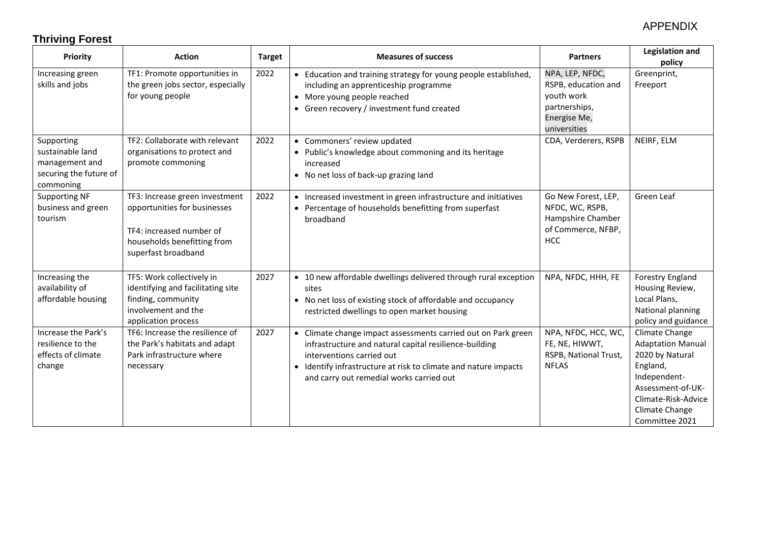APPENDIX

## Thriving Forest

| Priority | Action | Target | Measures of success | Partners | Legislation and policy |
|---|---|---|---|---|---|
| Increasing green skills and jobs | TF1: Promote opportunities in the green jobs sector, especially for young people | 2022 | • Education and training strategy for young people established, including an apprenticeship programme<br>• More young people reached<br>• Green recovery / investment fund created | NPA, LEP, NFDC, RSPB, education and youth work partnerships, Energise Me, universities | Greenprint, Freeport |
| Supporting sustainable land management and securing the future of commoning | TF2: Collaborate with relevant organisations to protect and promote commoning | 2022 | • Commoners' review updated<br>• Public's knowledge about commoning and its heritage increased<br>• No net loss of back-up grazing land | CDA, Verderers, RSPB | NEIRF, ELM |
| Supporting NF business and green tourism | TF3: Increase green investment opportunities for businesses<br><br>TF4: increased number of households benefitting from superfast broadband | 2022 | • Increased investment in green infrastructure and initiatives<br>• Percentage of households benefitting from superfast broadband | Go New Forest, LEP, NFDC, WC, RSPB, Hampshire Chamber of Commerce, NFBP, HCC | Green Leaf |
| Increasing the availability of affordable housing | TF5: Work collectively in identifying and facilitating site finding, community involvement and the application process | 2027 | • 10 new affordable dwellings delivered through rural exception sites<br>• No net loss of existing stock of affordable and occupancy restricted dwellings to open market housing | NPA, NFDC, HHH, FE | Forestry England Housing Review, Local Plans, National planning policy and guidance |
| Increase the Park's resilience to the effects of climate change | TF6: Increase the resilience of the Park's habitats and adapt Park infrastructure where necessary | 2027 | • Climate change impact assessments carried out on Park green infrastructure and natural capital resilience-building interventions carried out<br>• Identify infrastructure at risk to climate and nature impacts and carry out remedial works carried out | NPA, NFDC, HCC, WC, FE, NE, HIWWT, RSPB, National Trust, NFLAS | Climate Change Adaptation Manual 2020 by Natural England, Independent-Assessment-of-UK-Climate-Risk-Advice Climate Change Committee 2021 |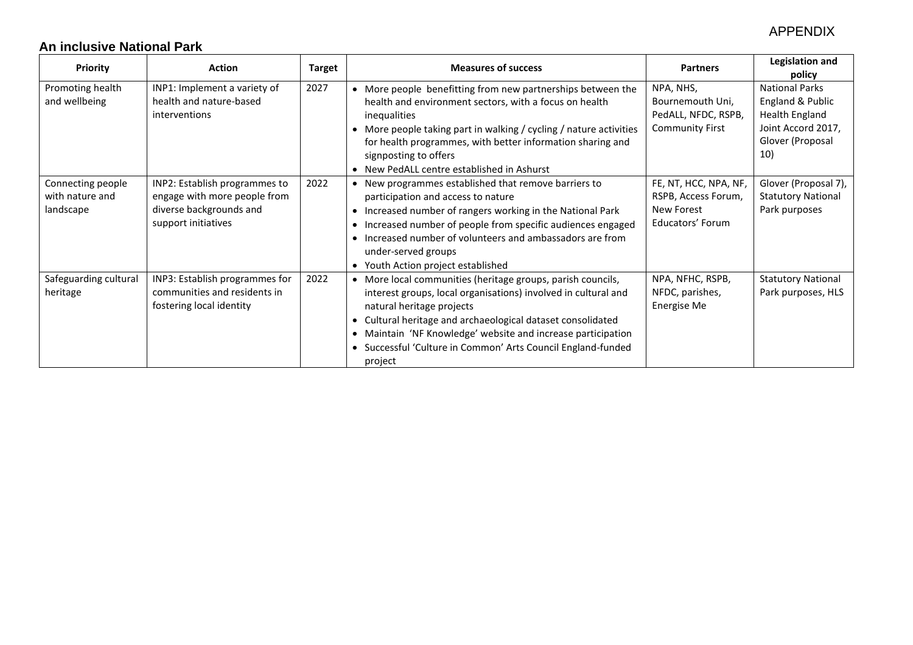APPENDIX

## An inclusive National Park

| Priority | Action | Target | Measures of success | Partners | Legislation and policy |
|---|---|---|---|---|---|
| Promoting health and wellbeing | INP1: Implement a variety of health and nature-based interventions | 2027 | • More people benefitting from new partnerships between the health and environment sectors, with a focus on health inequalities<br>• More people taking part in walking / cycling / nature activities for health programmes, with better information sharing and signposting to offers<br>• New PedALL centre established in Ashurst | NPA, NHS, Bournemouth Uni, PedALL, NFDC, RSPB, Community First | National Parks England & Public Health England Joint Accord 2017, Glover (Proposal 10) |
| Connecting people with nature and landscape | INP2: Establish programmes to engage with more people from diverse backgrounds and support initiatives | 2022 | • New programmes established that remove barriers to participation and access to nature<br>• Increased number of rangers working in the National Park<br>• Increased number of people from specific audiences engaged<br>• Increased number of volunteers and ambassadors are from under-served groups<br>• Youth Action project established | FE, NT, HCC, NPA, NF, RSPB, Access Forum, New Forest Educators' Forum | Glover (Proposal 7), Statutory National Park purposes |
| Safeguarding cultural heritage | INP3: Establish programmes for communities and residents in fostering local identity | 2022 | • More local communities (heritage groups, parish councils, interest groups, local organisations) involved in cultural and natural heritage projects<br>• Cultural heritage and archaeological dataset consolidated<br>• Maintain 'NF Knowledge' website and increase participation<br>• Successful 'Culture in Common' Arts Council England-funded project | NPA, NFHC, RSPB, NFDC, parishes, Energise Me | Statutory National Park purposes, HLS |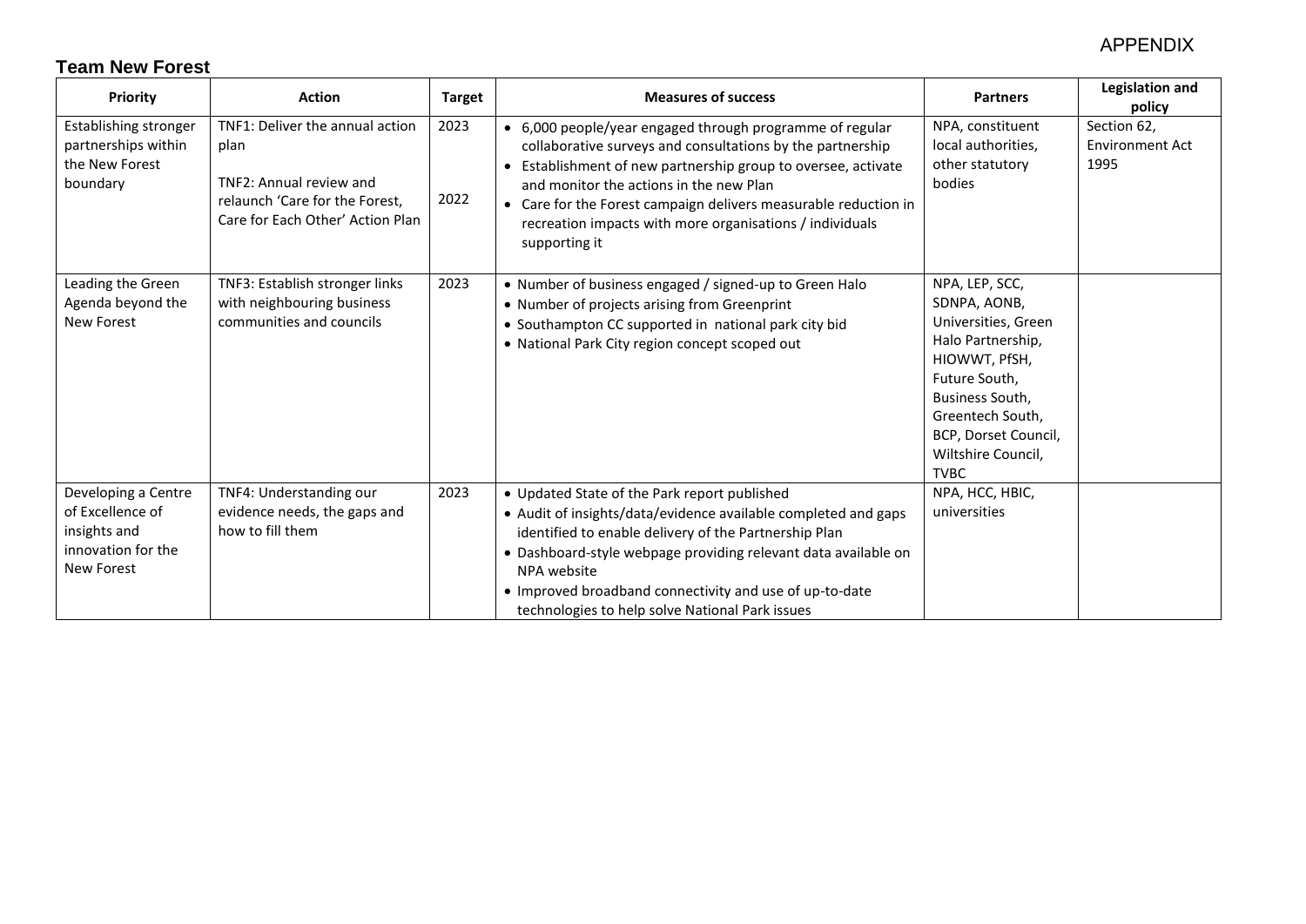APPENDIX

## Team New Forest

| Priority | Action | Target | Measures of success | Partners | Legislation and policy |
|---|---|---|---|---|---|
| Establishing stronger partnerships within the New Forest boundary | TNF1: Deliver the annual action plan<br><br>TNF2: Annual review and relaunch 'Care for the Forest, Care for Each Other' Action Plan | 2023<br><br>2022 | • 6,000 people/year engaged through programme of regular collaborative surveys and consultations by the partnership<br>• Establishment of new partnership group to oversee, activate and monitor the actions in the new Plan<br>• Care for the Forest campaign delivers measurable reduction in recreation impacts with more organisations / individuals supporting it | NPA, constituent local authorities, other statutory bodies | Section 62, Environment Act 1995 |
| Leading the Green Agenda beyond the New Forest | TNF3: Establish stronger links with neighbouring business communities and councils | 2023 | • Number of business engaged / signed-up to Green Halo<br>• Number of projects arising from Greenprint<br>• Southampton CC supported in national park city bid<br>• National Park City region concept scoped out | NPA, LEP, SCC, SDNPA, AONB, Universities, Green Halo Partnership, HIOWWT, PfSH, Future South, Business South, Greentech South, BCP, Dorset Council, Wiltshire Council, TVBC | |
| Developing a Centre of Excellence of insights and innovation for the New Forest | TNF4: Understanding our evidence needs, the gaps and how to fill them | 2023 | • Updated State of the Park report published<br>• Audit of insights/data/evidence available completed and gaps identified to enable delivery of the Partnership Plan<br>• Dashboard-style webpage providing relevant data available on NPA website<br>• Improved broadband connectivity and use of up-to-date technologies to help solve National Park issues | NPA, HCC, HBIC, universities | |